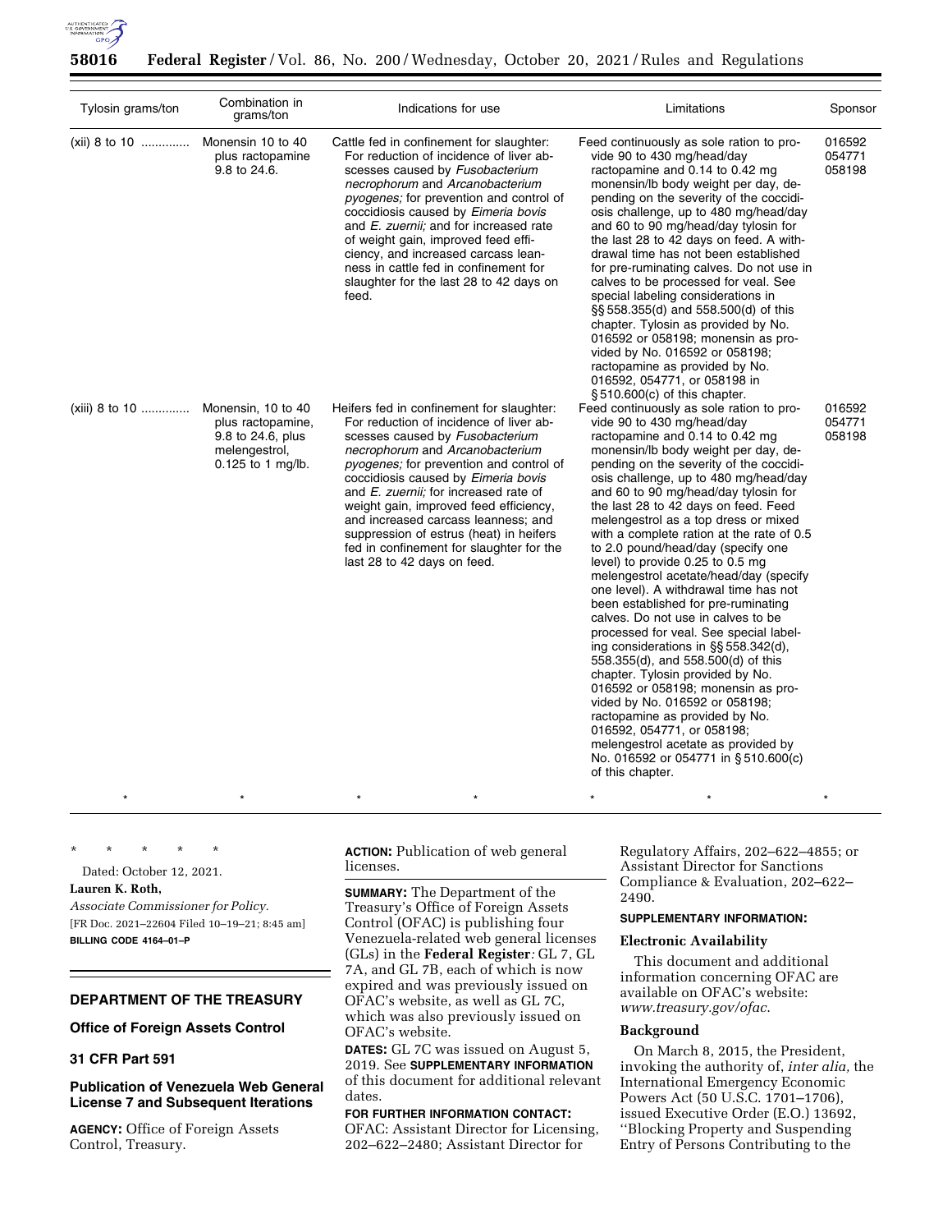| Tylosin grams/ton | Combination in grams/ton | Indications for use | Limitations | Sponsor |
|---|---|---|---|---|
| (xii) 8 to 10 ............. | Monensin 10 to 40 plus ractopamine 9.8 to 24.6. | Cattle fed in confinement for slaughter: For reduction of incidence of liver abscesses caused by *Fusobacterium necrophorum* and *Arcanobacterium pyogenes;* for prevention and control of coccidiosis caused by *Eimeria bovis* and *E. zuernii;* and for increased rate of weight gain, improved feed efficiency, and increased carcass leanness in cattle fed in confinement for slaughter for the last 28 to 42 days on feed. | Feed continuously as sole ration to provide 90 to 430 mg/head/day ractopamine and 0.14 to 0.42 mg monensin/lb body weight per day, depending on the severity of the coccidiosis challenge, up to 480 mg/head/day and 60 to 90 mg/head/day tylosin for the last 28 to 42 days on feed. A withdrawal time has not been established for pre-ruminating calves. Do not use in calves to be processed for veal. See special labeling considerations in §§ 558.355(d) and 558.500(d) of this chapter. Tylosin as provided by No. 016592 or 058198; monensin as provided by No. 016592 or 058198; ractopamine as provided by No. 016592, 054771, or 058198 in § 510.600(c) of this chapter. | 016592 054771 058198 |
| (xiii) 8 to 10 ............. | Monensin, 10 to 40 plus ractopamine, 9.8 to 24.6, plus melengestrol, 0.125 to 1 mg/lb. | Heifers fed in confinement for slaughter: For reduction of incidence of liver abscesses caused by *Fusobacterium necrophorum* and *Arcanobacterium pyogenes;* for prevention and control of coccidiosis caused by *Eimeria bovis* and *E. zuernii;* for increased rate of weight gain, improved feed efficiency, and increased carcass leanness; and suppression of estrus (heat) in heifers fed in confinement for slaughter for the last 28 to 42 days on feed. | Feed continuously as sole ration to provide 90 to 430 mg/head/day ractopamine and 0.14 to 0.42 mg monensin/lb body weight per day, depending on the severity of the coccidiosis challenge, up to 480 mg/head/day and 60 to 90 mg/head/day tylosin for the last 28 to 42 days on feed. Feed melengestrol as a top dress or mixed with a complete ration at the rate of 0.5 to 2.0 pound/head/day (specify one level) to provide 0.25 to 0.5 mg melengestrol acetate/head/day (specify one level). A withdrawal time has not been established for pre-ruminating calves. Do not use in calves to be processed for veal. See special labeling considerations in §§ 558.342(d), 558.355(d), and 558.500(d) of this chapter. Tylosin provided by No. 016592 or 058198; monensin as provided by No. 016592 or 058198; ractopamine as provided by No. 016592, 054771, or 058198; melengestrol acetate as provided by No. 016592 or 054771 in § 510.600(c) of this chapter. | 016592 054771 058198 |
| * | * | * * | * * | * |

\* \* \* \* \*

Dated: October 12, 2021.

**Lauren K. Roth,**

*Associate Commissioner for Policy.*

[FR Doc. 2021–22604 Filed 10–19–21; 8:45 am]

**BILLING CODE 4164–01–P**

## DEPARTMENT OF THE TREASURY

### Office of Foreign Assets Control

### 31 CFR Part 591

### Publication of Venezuela Web General License 7 and Subsequent Iterations

**AGENCY:** Office of Foreign Assets Control, Treasury.

**ACTION:** Publication of web general licenses.

**SUMMARY:** The Department of the Treasury's Office of Foreign Assets Control (OFAC) is publishing four Venezuela-related web general licenses (GLs) in the **Federal Register***:* GL 7, GL 7A, and GL 7B, each of which is now expired and was previously issued on OFAC's website, as well as GL 7C, which was also previously issued on OFAC's website.

**DATES:** GL 7C was issued on August 5, 2019. See **SUPPLEMENTARY INFORMATION** of this document for additional relevant dates.

**FOR FURTHER INFORMATION CONTACT:** OFAC: Assistant Director for Licensing, 202–622–2480; Assistant Director for Regulatory Affairs, 202–622–4855; or Assistant Director for Sanctions Compliance & Evaluation, 202–622–2490.

**SUPPLEMENTARY INFORMATION:**

#### Electronic Availability

This document and additional information concerning OFAC are available on OFAC's website: *www.treasury.gov/ofac.*

#### Background

On March 8, 2015, the President, invoking the authority of, *inter alia,* the International Emergency Economic Powers Act (50 U.S.C. 1701–1706), issued Executive Order (E.O.) 13692, ''Blocking Property and Suspending Entry of Persons Contributing to the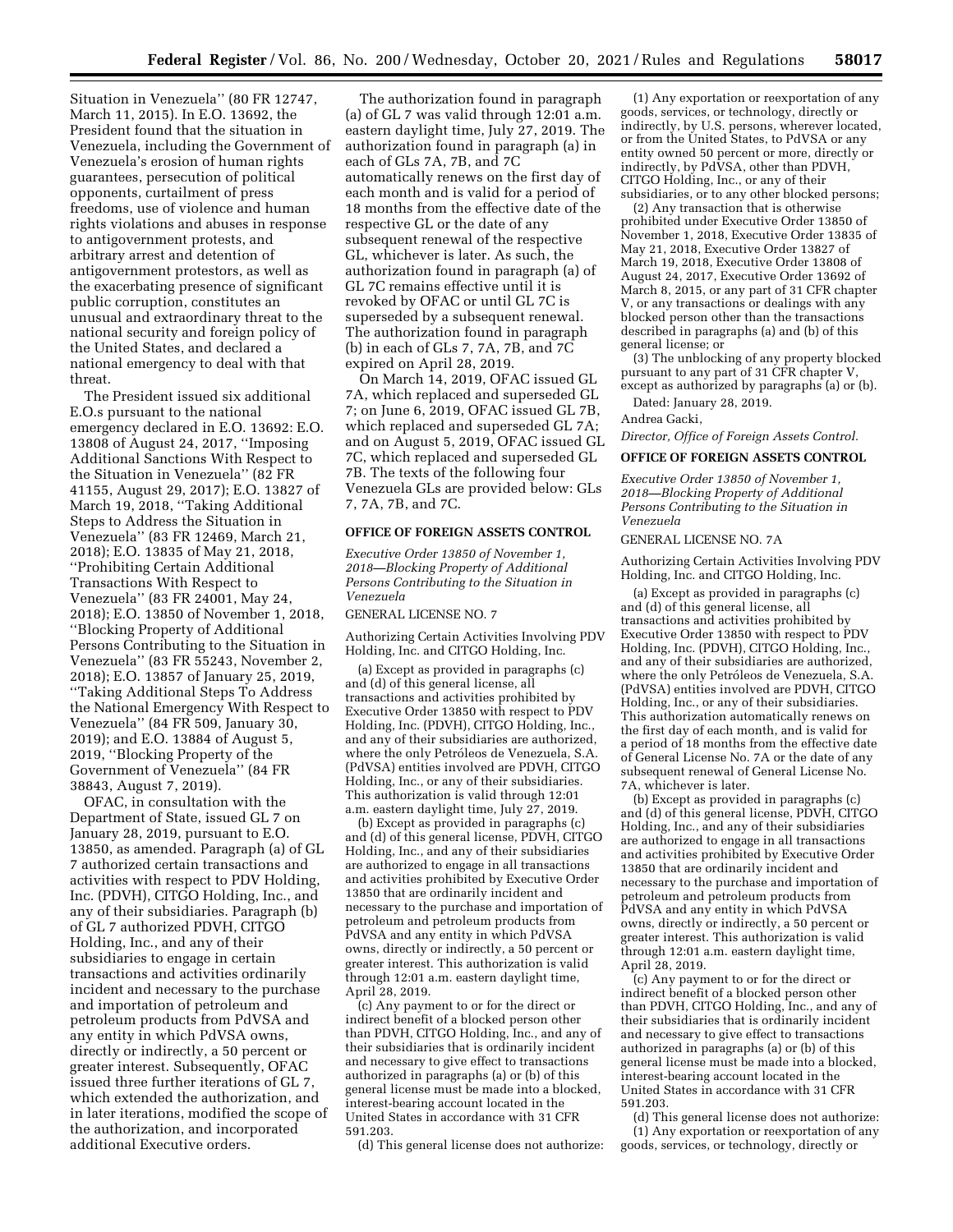Situation in Venezuela'' (80 FR 12747, March 11, 2015). In E.O. 13692, the President found that the situation in Venezuela, including the Government of Venezuela's erosion of human rights guarantees, persecution of political opponents, curtailment of press freedoms, use of violence and human rights violations and abuses in response to antigovernment protests, and arbitrary arrest and detention of antigovernment protestors, as well as the exacerbating presence of significant public corruption, constitutes an unusual and extraordinary threat to the national security and foreign policy of the United States, and declared a national emergency to deal with that threat.

The President issued six additional E.O.s pursuant to the national emergency declared in E.O. 13692: E.O. 13808 of August 24, 2017, ''Imposing Additional Sanctions With Respect to the Situation in Venezuela'' (82 FR 41155, August 29, 2017); E.O. 13827 of March 19, 2018, ''Taking Additional Steps to Address the Situation in Venezuela'' (83 FR 12469, March 21, 2018); E.O. 13835 of May 21, 2018, ''Prohibiting Certain Additional Transactions With Respect to Venezuela'' (83 FR 24001, May 24, 2018); E.O. 13850 of November 1, 2018, ''Blocking Property of Additional Persons Contributing to the Situation in Venezuela'' (83 FR 55243, November 2, 2018); E.O. 13857 of January 25, 2019, ''Taking Additional Steps To Address the National Emergency With Respect to Venezuela'' (84 FR 509, January 30, 2019); and E.O. 13884 of August 5, 2019, ''Blocking Property of the Government of Venezuela'' (84 FR 38843, August 7, 2019).

OFAC, in consultation with the Department of State, issued GL 7 on January 28, 2019, pursuant to E.O. 13850, as amended. Paragraph (a) of GL 7 authorized certain transactions and activities with respect to PDV Holding, Inc. (PDVH), CITGO Holding, Inc., and any of their subsidiaries. Paragraph (b) of GL 7 authorized PDVH, CITGO Holding, Inc., and any of their subsidiaries to engage in certain transactions and activities ordinarily incident and necessary to the purchase and importation of petroleum and petroleum products from PdVSA and any entity in which PdVSA owns, directly or indirectly, a 50 percent or greater interest. Subsequently, OFAC issued three further iterations of GL 7, which extended the authorization, and in later iterations, modified the scope of the authorization, and incorporated additional Executive orders.

The authorization found in paragraph (a) of GL 7 was valid through 12:01 a.m. eastern daylight time, July 27, 2019. The authorization found in paragraph (a) in each of GLs 7A, 7B, and 7C automatically renews on the first day of each month and is valid for a period of 18 months from the effective date of the respective GL or the date of any subsequent renewal of the respective GL, whichever is later. As such, the authorization found in paragraph (a) of GL 7C remains effective until it is revoked by OFAC or until GL 7C is superseded by a subsequent renewal. The authorization found in paragraph (b) in each of GLs 7, 7A, 7B, and 7C expired on April 28, 2019.

On March 14, 2019, OFAC issued GL 7A, which replaced and superseded GL 7; on June 6, 2019, OFAC issued GL 7B, which replaced and superseded GL 7A; and on August 5, 2019, OFAC issued GL 7C, which replaced and superseded GL 7B. The texts of the following four Venezuela GLs are provided below: GLs 7, 7A, 7B, and 7C.

**OFFICE OF FOREIGN ASSETS CONTROL**

*Executive Order 13850 of November 1, 2018—Blocking Property of Additional Persons Contributing to the Situation in Venezuela*

GENERAL LICENSE NO. 7

Authorizing Certain Activities Involving PDV Holding, Inc. and CITGO Holding, Inc.

(a) Except as provided in paragraphs (c) and (d) of this general license, all transactions and activities prohibited by Executive Order 13850 with respect to PDV Holding, Inc. (PDVH), CITGO Holding, Inc., and any of their subsidiaries are authorized, where the only Petróleos de Venezuela, S.A. (PdVSA) entities involved are PDVH, CITGO Holding, Inc., or any of their subsidiaries. This authorization is valid through 12:01 a.m. eastern daylight time, July 27, 2019.

(b) Except as provided in paragraphs (c) and (d) of this general license, PDVH, CITGO Holding, Inc., and any of their subsidiaries are authorized to engage in all transactions and activities prohibited by Executive Order 13850 that are ordinarily incident and necessary to the purchase and importation of petroleum and petroleum products from PdVSA and any entity in which PdVSA owns, directly or indirectly, a 50 percent or greater interest. This authorization is valid through 12:01 a.m. eastern daylight time, April 28, 2019.

(c) Any payment to or for the direct or indirect benefit of a blocked person other than PDVH, CITGO Holding, Inc., and any of their subsidiaries that is ordinarily incident and necessary to give effect to transactions authorized in paragraphs (a) or (b) of this general license must be made into a blocked, interest-bearing account located in the United States in accordance with 31 CFR 591.203.

(d) This general license does not authorize:

(1) Any exportation or reexportation of any goods, services, or technology, directly or indirectly, by U.S. persons, wherever located, or from the United States, to PdVSA or any entity owned 50 percent or more, directly or indirectly, by PdVSA, other than PDVH, CITGO Holding, Inc., or any of their subsidiaries, or to any other blocked persons;

(2) Any transaction that is otherwise prohibited under Executive Order 13850 of November 1, 2018, Executive Order 13835 of May 21, 2018, Executive Order 13827 of March 19, 2018, Executive Order 13808 of August 24, 2017, Executive Order 13692 of March 8, 2015, or any part of 31 CFR chapter V, or any transactions or dealings with any blocked person other than the transactions described in paragraphs (a) and (b) of this general license; or

(3) The unblocking of any property blocked pursuant to any part of 31 CFR chapter V, except as authorized by paragraphs (a) or (b).

Dated: January 28, 2019.

Andrea Gacki,

*Director, Office of Foreign Assets Control.*

**OFFICE OF FOREIGN ASSETS CONTROL**

*Executive Order 13850 of November 1, 2018—Blocking Property of Additional Persons Contributing to the Situation in Venezuela*

GENERAL LICENSE NO. 7A

Authorizing Certain Activities Involving PDV Holding, Inc. and CITGO Holding, Inc.

(a) Except as provided in paragraphs (c) and (d) of this general license, all transactions and activities prohibited by Executive Order 13850 with respect to PDV Holding, Inc. (PDVH), CITGO Holding, Inc., and any of their subsidiaries are authorized, where the only Petróleos de Venezuela, S.A. (PdVSA) entities involved are PDVH, CITGO Holding, Inc., or any of their subsidiaries. This authorization automatically renews on the first day of each month, and is valid for a period of 18 months from the effective date of General License No. 7A or the date of any subsequent renewal of General License No. 7A, whichever is later.

(b) Except as provided in paragraphs (c) and (d) of this general license, PDVH, CITGO Holding, Inc., and any of their subsidiaries are authorized to engage in all transactions and activities prohibited by Executive Order 13850 that are ordinarily incident and necessary to the purchase and importation of petroleum and petroleum products from PdVSA and any entity in which PdVSA owns, directly or indirectly, a 50 percent or greater interest. This authorization is valid through 12:01 a.m. eastern daylight time, April 28, 2019.

(c) Any payment to or for the direct or indirect benefit of a blocked person other than PDVH, CITGO Holding, Inc., and any of their subsidiaries that is ordinarily incident and necessary to give effect to transactions authorized in paragraphs (a) or (b) of this general license must be made into a blocked, interest-bearing account located in the United States in accordance with 31 CFR 591.203.

(d) This general license does not authorize:

(1) Any exportation or reexportation of any goods, services, or technology, directly or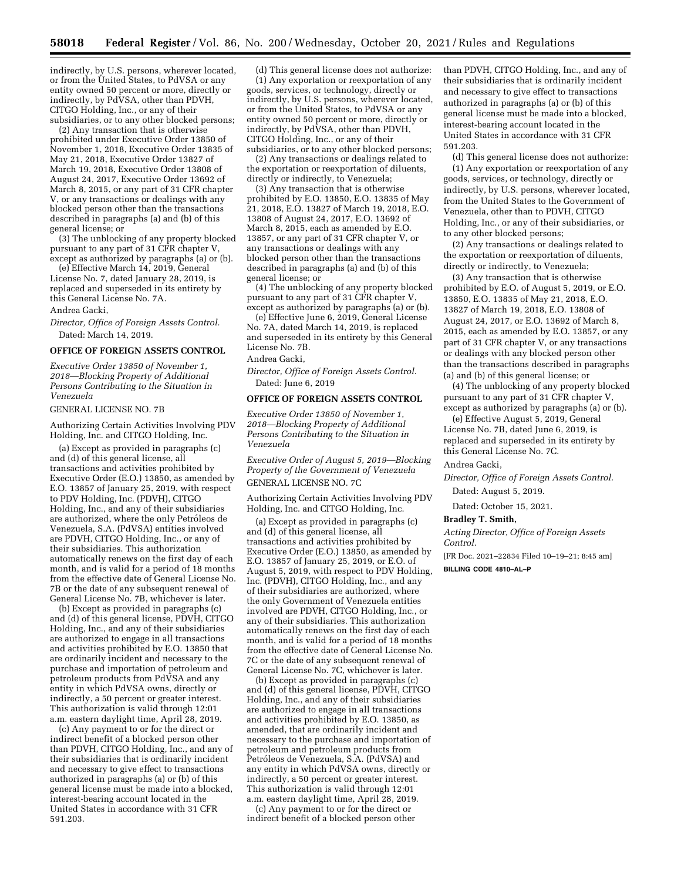indirectly, by U.S. persons, wherever located, or from the United States, to PdVSA or any entity owned 50 percent or more, directly or indirectly, by PdVSA, other than PDVH, CITGO Holding, Inc., or any of their subsidiaries, or to any other blocked persons;

(2) Any transaction that is otherwise prohibited under Executive Order 13850 of November 1, 2018, Executive Order 13835 of May 21, 2018, Executive Order 13827 of March 19, 2018, Executive Order 13808 of August 24, 2017, Executive Order 13692 of March 8, 2015, or any part of 31 CFR chapter V, or any transactions or dealings with any blocked person other than the transactions described in paragraphs (a) and (b) of this general license; or

(3) The unblocking of any property blocked pursuant to any part of 31 CFR chapter V, except as authorized by paragraphs (a) or (b).

(e) Effective March 14, 2019, General License No. 7, dated January 28, 2019, is replaced and superseded in its entirety by this General License No. 7A.

Andrea Gacki,

*Director, Office of Foreign Assets Control.*

Dated: March 14, 2019.

## OFFICE OF FOREIGN ASSETS CONTROL

*Executive Order 13850 of November 1, 2018—Blocking Property of Additional Persons Contributing to the Situation in Venezuela*

GENERAL LICENSE NO. 7B

Authorizing Certain Activities Involving PDV Holding, Inc. and CITGO Holding, Inc.

(a) Except as provided in paragraphs (c) and (d) of this general license, all transactions and activities prohibited by Executive Order (E.O.) 13850, as amended by E.O. 13857 of January 25, 2019, with respect to PDV Holding, Inc. (PDVH), CITGO Holding, Inc., and any of their subsidiaries are authorized, where the only Petróleos de Venezuela, S.A. (PdVSA) entities involved are PDVH, CITGO Holding, Inc., or any of their subsidiaries. This authorization automatically renews on the first day of each month, and is valid for a period of 18 months from the effective date of General License No. 7B or the date of any subsequent renewal of General License No. 7B, whichever is later.

(b) Except as provided in paragraphs (c) and (d) of this general license, PDVH, CITGO Holding, Inc., and any of their subsidiaries are authorized to engage in all transactions and activities prohibited by E.O. 13850 that are ordinarily incident and necessary to the purchase and importation of petroleum and petroleum products from PdVSA and any entity in which PdVSA owns, directly or indirectly, a 50 percent or greater interest. This authorization is valid through 12:01 a.m. eastern daylight time, April 28, 2019.

(c) Any payment to or for the direct or indirect benefit of a blocked person other than PDVH, CITGO Holding, Inc., and any of their subsidiaries that is ordinarily incident and necessary to give effect to transactions authorized in paragraphs (a) or (b) of this general license must be made into a blocked, interest-bearing account located in the United States in accordance with 31 CFR 591.203.

(d) This general license does not authorize:

(1) Any exportation or reexportation of any goods, services, or technology, directly or indirectly, by U.S. persons, wherever located, or from the United States, to PdVSA or any entity owned 50 percent or more, directly or indirectly, by PdVSA, other than PDVH, CITGO Holding, Inc., or any of their subsidiaries, or to any other blocked persons;

(2) Any transactions or dealings related to the exportation or reexportation of diluents, directly or indirectly, to Venezuela;

(3) Any transaction that is otherwise prohibited by E.O. 13850, E.O. 13835 of May 21, 2018, E.O. 13827 of March 19, 2018, E.O. 13808 of August 24, 2017, E.O. 13692 of March 8, 2015, each as amended by E.O. 13857, or any part of 31 CFR chapter V, or any transactions or dealings with any blocked person other than the transactions described in paragraphs (a) and (b) of this general license; or

(4) The unblocking of any property blocked pursuant to any part of 31 CFR chapter V, except as authorized by paragraphs (a) or (b).

(e) Effective June 6, 2019, General License No. 7A, dated March 14, 2019, is replaced and superseded in its entirety by this General License No. 7B.

Andrea Gacki,

*Director, Office of Foreign Assets Control.*

Dated: June 6, 2019

## OFFICE OF FOREIGN ASSETS CONTROL

*Executive Order 13850 of November 1, 2018—Blocking Property of Additional Persons Contributing to the Situation in Venezuela*

*Executive Order of August 5, 2019—Blocking Property of the Government of Venezuela*

GENERAL LICENSE NO. 7C

Authorizing Certain Activities Involving PDV Holding, Inc. and CITGO Holding, Inc.

(a) Except as provided in paragraphs (c) and (d) of this general license, all transactions and activities prohibited by Executive Order (E.O.) 13850, as amended by E.O. 13857 of January 25, 2019, or E.O. of August 5, 2019, with respect to PDV Holding, Inc. (PDVH), CITGO Holding, Inc., and any of their subsidiaries are authorized, where the only Government of Venezuela entities involved are PDVH, CITGO Holding, Inc., or any of their subsidiaries. This authorization automatically renews on the first day of each month, and is valid for a period of 18 months from the effective date of General License No. 7C or the date of any subsequent renewal of General License No. 7C, whichever is later.

(b) Except as provided in paragraphs (c) and (d) of this general license, PDVH, CITGO Holding, Inc., and any of their subsidiaries are authorized to engage in all transactions and activities prohibited by E.O. 13850, as amended, that are ordinarily incident and necessary to the purchase and importation of petroleum and petroleum products from Petróleos de Venezuela, S.A. (PdVSA) and any entity in which PdVSA owns, directly or indirectly, a 50 percent or greater interest. This authorization is valid through 12:01 a.m. eastern daylight time, April 28, 2019.

(c) Any payment to or for the direct or indirect benefit of a blocked person other than PDVH, CITGO Holding, Inc., and any of their subsidiaries that is ordinarily incident and necessary to give effect to transactions authorized in paragraphs (a) or (b) of this general license must be made into a blocked, interest-bearing account located in the United States in accordance with 31 CFR 591.203.

(d) This general license does not authorize:

(1) Any exportation or reexportation of any goods, services, or technology, directly or indirectly, by U.S. persons, wherever located, from the United States to the Government of Venezuela, other than to PDVH, CITGO Holding, Inc., or any of their subsidiaries, or to any other blocked persons;

(2) Any transactions or dealings related to the exportation or reexportation of diluents, directly or indirectly, to Venezuela;

(3) Any transaction that is otherwise prohibited by E.O. of August 5, 2019, or E.O. 13850, E.O. 13835 of May 21, 2018, E.O. 13827 of March 19, 2018, E.O. 13808 of August 24, 2017, or E.O. 13692 of March 8, 2015, each as amended by E.O. 13857, or any part of 31 CFR chapter V, or any transactions or dealings with any blocked person other than the transactions described in paragraphs (a) and (b) of this general license; or

(4) The unblocking of any property blocked pursuant to any part of 31 CFR chapter V, except as authorized by paragraphs (a) or (b).

(e) Effective August 5, 2019, General License No. 7B, dated June 6, 2019, is replaced and superseded in its entirety by this General License No. 7C.

Andrea Gacki,

*Director, Office of Foreign Assets Control.*

Dated: August 5, 2019.

Dated: October 15, 2021.

**Bradley T. Smith,**

*Acting Director, Office of Foreign Assets Control.*

[FR Doc. 2021–22834 Filed 10–19–21; 8:45 am]

**BILLING CODE 4810–AL–P**